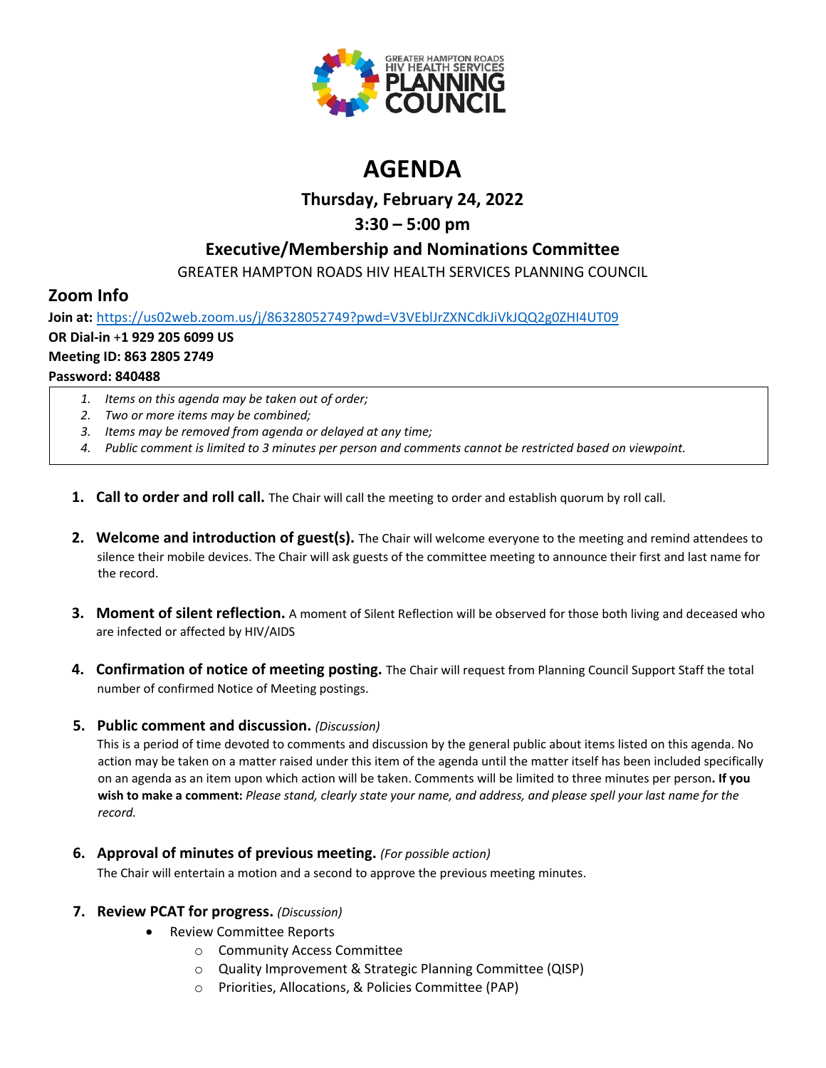# AGENDA

## Thursday, February 24, 2022

## 3:30 – 5:00 pm

## Executive/Membership and Nominations Committee

GREATER HAMPTON ROADS HIV HEALTH SERVICES PLANNING COUNCIL

## Zoom Info

**Join at:** https://us02web.zoom.us/j/86328052749?pwd=V3VEblJrZXNCdkJiVkJQQ2g0ZHI4UT09
**OR Dial-in +1 929 205 6099 US**
**Meeting ID: 863 2805 2749**
**Password: 840488**

1. *Items on this agenda may be taken out of order;*
2. *Two or more items may be combined;*
3. *Items may be removed from agenda or delayed at any time;*
4. *Public comment is limited to 3 minutes per person and comments cannot be restricted based on viewpoint.*

1. **Call to order and roll call.** The Chair will call the meeting to order and establish quorum by roll call.

2. **Welcome and introduction of guest(s).** The Chair will welcome everyone to the meeting and remind attendees to silence their mobile devices. The Chair will ask guests of the committee meeting to announce their first and last name for the record.

3. **Moment of silent reflection.** A moment of Silent Reflection will be observed for those both living and deceased who are infected or affected by HIV/AIDS

4. **Confirmation of notice of meeting posting.** The Chair will request from Planning Council Support Staff the total number of confirmed Notice of Meeting postings.

5. **Public comment and discussion.** *(Discussion)*
   This is a period of time devoted to comments and discussion by the general public about items listed on this agenda. No action may be taken on a matter raised under this item of the agenda until the matter itself has been included specifically on an agenda as an item upon which action will be taken. Comments will be limited to three minutes per person**. If you wish to make a comment:** *Please stand, clearly state your name, and address, and please spell your last name for the record.*

6. **Approval of minutes of previous meeting.** *(For possible action)*
   The Chair will entertain a motion and a second to approve the previous meeting minutes.

7. **Review PCAT for progress.** *(Discussion)*
   - Review Committee Reports
     - Community Access Committee
     - Quality Improvement & Strategic Planning Committee (QISP)
     - Priorities, Allocations, & Policies Committee (PAP)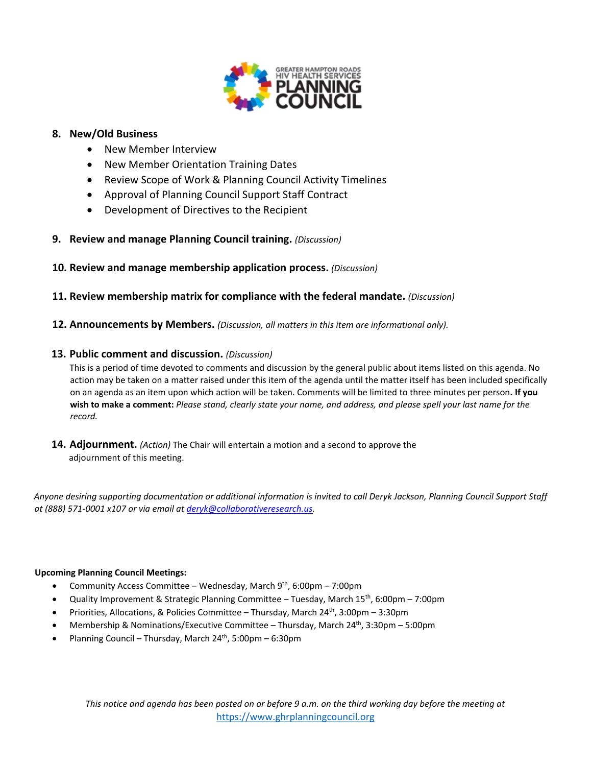**8. New/Old Business**

- New Member Interview
- New Member Orientation Training Dates
- Review Scope of Work & Planning Council Activity Timelines
- Approval of Planning Council Support Staff Contract
- Development of Directives to the Recipient

**9. Review and manage Planning Council training.** *(Discussion)*

**10. Review and manage membership application process.** *(Discussion)*

**11. Review membership matrix for compliance with the federal mandate.** *(Discussion)*

**12. Announcements by Members.** *(Discussion, all matters in this item are informational only).*

**13. Public comment and discussion.** *(Discussion)*

This is a period of time devoted to comments and discussion by the general public about items listed on this agenda. No action may be taken on a matter raised under this item of the agenda until the matter itself has been included specifically on an agenda as an item upon which action will be taken. Comments will be limited to three minutes per person**. If you wish to make a comment:** *Please stand, clearly state your name, and address, and please spell your last name for the record.*

**14. Adjournment.** *(Action)* The Chair will entertain a motion and a second to approve the adjournment of this meeting.

*Anyone desiring supporting documentation or additional information is invited to call Deryk Jackson, Planning Council Support Staff at (888) 571-0001 x107 or via email at deryk@collaborativeresearch.us.*

**Upcoming Planning Council Meetings:**

- Community Access Committee – Wednesday, March 9th, 6:00pm – 7:00pm
- Quality Improvement & Strategic Planning Committee – Tuesday, March 15th, 6:00pm – 7:00pm
- Priorities, Allocations, & Policies Committee – Thursday, March 24th, 3:00pm – 3:30pm
- Membership & Nominations/Executive Committee – Thursday, March 24th, 3:30pm – 5:00pm
- Planning Council – Thursday, March 24th, 5:00pm – 6:30pm

*This notice and agenda has been posted on or before 9 a.m. on the third working day before the meeting at* https://www.ghrplanningcouncil.org